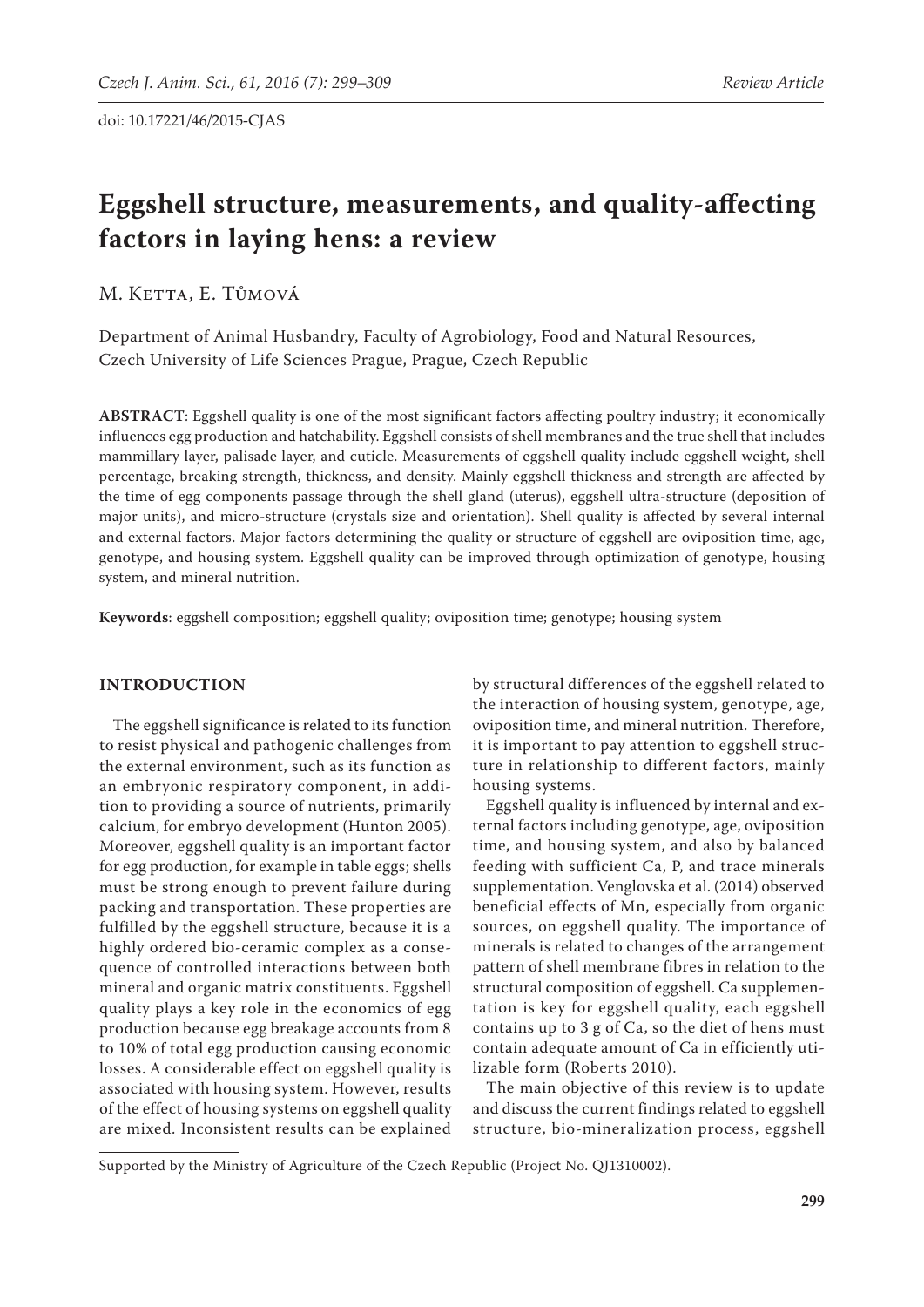doi: 10.17221/46/2015-CJAS

# Eggshell structure, measurements, and quality-affecting factors in laying hens: a review

M. Ketta, E. Tůmová

Department of Animal Husbandry, Faculty of Agrobiology, Food and Natural Resources, Czech University of Life Sciences Prague, Prague, Czech Republic

**ABSTRACT**: Eggshell quality is one of the most significant factors affecting poultry industry; it economically influences egg production and hatchability. Eggshell consists of shell membranes and the true shell that includes mammillary layer, palisade layer, and cuticle. Measurements of eggshell quality include eggshell weight, shell percentage, breaking strength, thickness, and density. Mainly eggshell thickness and strength are affected by the time of egg components passage through the shell gland (uterus), eggshell ultra-structure (deposition of major units), and micro-structure (crystals size and orientation). Shell quality is affected by several internal and external factors. Major factors determining the quality or structure of eggshell are oviposition time, age, genotype, and housing system. Eggshell quality can be improved through optimization of genotype, housing system, and mineral nutrition.

**Keywords**: eggshell composition; eggshell quality; oviposition time; genotype; housing system

## INTRODUCTION

The eggshell significance is related to its function to resist physical and pathogenic challenges from the external environment, such as its function as an embryonic respiratory component, in addition to providing a source of nutrients, primarily calcium, for embryo development (Hunton 2005). Moreover, eggshell quality is an important factor for egg production, for example in table eggs; shells must be strong enough to prevent failure during packing and transportation. These properties are fulfilled by the eggshell structure, because it is a highly ordered bio-ceramic complex as a consequence of controlled interactions between both mineral and organic matrix constituents. Eggshell quality plays a key role in the economics of egg production because egg breakage accounts from 8 to 10% of total egg production causing economic losses. A considerable effect on eggshell quality is associated with housing system. However, results of the effect of housing systems on eggshell quality are mixed. Inconsistent results can be explained by structural differences of the eggshell related to the interaction of housing system, genotype, age, oviposition time, and mineral nutrition. Therefore, it is important to pay attention to eggshell structure in relationship to different factors, mainly housing systems.

Eggshell quality is influenced by internal and external factors including genotype, age, oviposition time, and housing system, and also by balanced feeding with sufficient Ca, P, and trace minerals supplementation. Venglovska et al. (2014) observed beneficial effects of Mn, especially from organic sources, on eggshell quality. The importance of minerals is related to changes of the arrangement pattern of shell membrane fibres in relation to the structural composition of eggshell. Ca supplementation is key for eggshell quality, each eggshell contains up to 3 g of Ca, so the diet of hens must contain adequate amount of Ca in efficiently utilizable form (Roberts 2010).

The main objective of this review is to update and discuss the current findings related to eggshell structure, bio-mineralization process, eggshell

Supported by the Ministry of Agriculture of the Czech Republic (Project No. QJ1310002).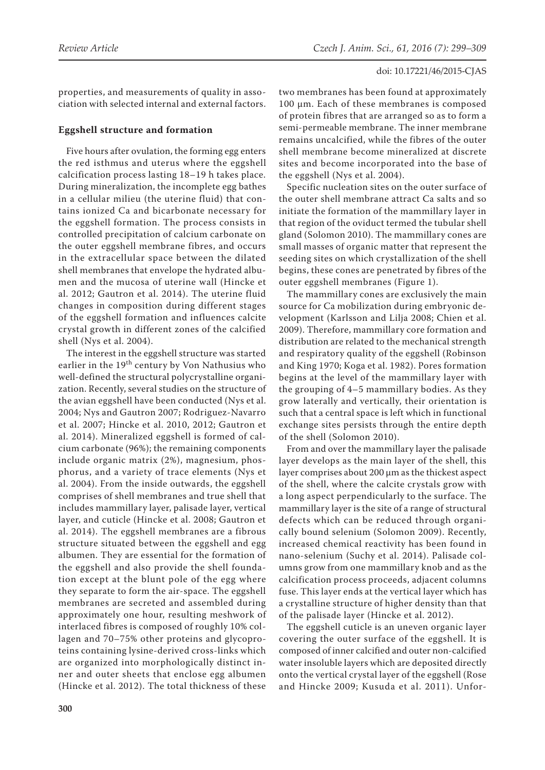properties, and measurements of quality in association with selected internal and external factors.

## Eggshell structure and formation

Five hours after ovulation, the forming egg enters the red isthmus and uterus where the eggshell calcification process lasting 18–19 h takes place. During mineralization, the incomplete egg bathes in a cellular milieu (the uterine fluid) that contains ionized Ca and bicarbonate necessary for the eggshell formation. The process consists in controlled precipitation of calcium carbonate on the outer eggshell membrane fibres, and occurs in the extracellular space between the dilated shell membranes that envelope the hydrated albumen and the mucosa of uterine wall (Hincke et al. 2012; Gautron et al. 2014). The uterine fluid changes in composition during different stages of the eggshell formation and influences calcite crystal growth in different zones of the calcified shell (Nys et al. 2004).

The interest in the eggshell structure was started earlier in the 19th century by Von Nathusius who well-defined the structural polycrystalline organization. Recently, several studies on the structure of the avian eggshell have been conducted (Nys et al. 2004; Nys and Gautron 2007; Rodriguez-Navarro et al. 2007; Hincke et al. 2010, 2012; Gautron et al. 2014). Mineralized eggshell is formed of calcium carbonate (96%); the remaining components include organic matrix (2%), magnesium, phosphorus, and a variety of trace elements (Nys et al. 2004). From the inside outwards, the eggshell comprises of shell membranes and true shell that includes mammillary layer, palisade layer, vertical layer, and cuticle (Hincke et al. 2008; Gautron et al. 2014). The eggshell membranes are a fibrous structure situated between the eggshell and egg albumen. They are essential for the formation of the eggshell and also provide the shell foundation except at the blunt pole of the egg where they separate to form the air-space. The eggshell membranes are secreted and assembled during approximately one hour, resulting meshwork of interlaced fibres is composed of roughly 10% collagen and 70–75% other proteins and glycoproteins containing lysine-derived cross-links which are organized into morphologically distinct inner and outer sheets that enclose egg albumen (Hincke et al. 2012). The total thickness of these two membranes has been found at approximately 100 µm. Each of these membranes is composed of protein fibres that are arranged so as to form a semi-permeable membrane. The inner membrane remains uncalcified, while the fibres of the outer shell membrane become mineralized at discrete sites and become incorporated into the base of the eggshell (Nys et al. 2004).

Specific nucleation sites on the outer surface of the outer shell membrane attract Ca salts and so initiate the formation of the mammillary layer in that region of the oviduct termed the tubular shell gland (Solomon 2010). The mammillary cones are small masses of organic matter that represent the seeding sites on which crystallization of the shell begins, these cones are penetrated by fibres of the outer eggshell membranes (Figure 1).

The mammillary cones are exclusively the main source for Ca mobilization during embryonic development (Karlsson and Lilja 2008; Chien et al. 2009). Therefore, mammillary core formation and distribution are related to the mechanical strength and respiratory quality of the eggshell (Robinson and King 1970; Koga et al. 1982). Pores formation begins at the level of the mammillary layer with the grouping of 4–5 mammillary bodies. As they grow laterally and vertically, their orientation is such that a central space is left which in functional exchange sites persists through the entire depth of the shell (Solomon 2010).

From and over the mammillary layer the palisade layer develops as the main layer of the shell, this layer comprises about 200 µm as the thickest aspect of the shell, where the calcite crystals grow with a long aspect perpendicularly to the surface. The mammillary layer is the site of a range of structural defects which can be reduced through organically bound selenium (Solomon 2009). Recently, increased chemical reactivity has been found in nano-selenium (Suchy et al. 2014). Palisade columns grow from one mammillary knob and as the calcification process proceeds, adjacent columns fuse. This layer ends at the vertical layer which has a crystalline structure of higher density than that of the palisade layer (Hincke et al. 2012).

The eggshell cuticle is an uneven organic layer covering the outer surface of the eggshell. It is composed of inner calcified and outer non-calcified water insoluble layers which are deposited directly onto the vertical crystal layer of the eggshell (Rose and Hincke 2009; Kusuda et al. 2011). Unfor-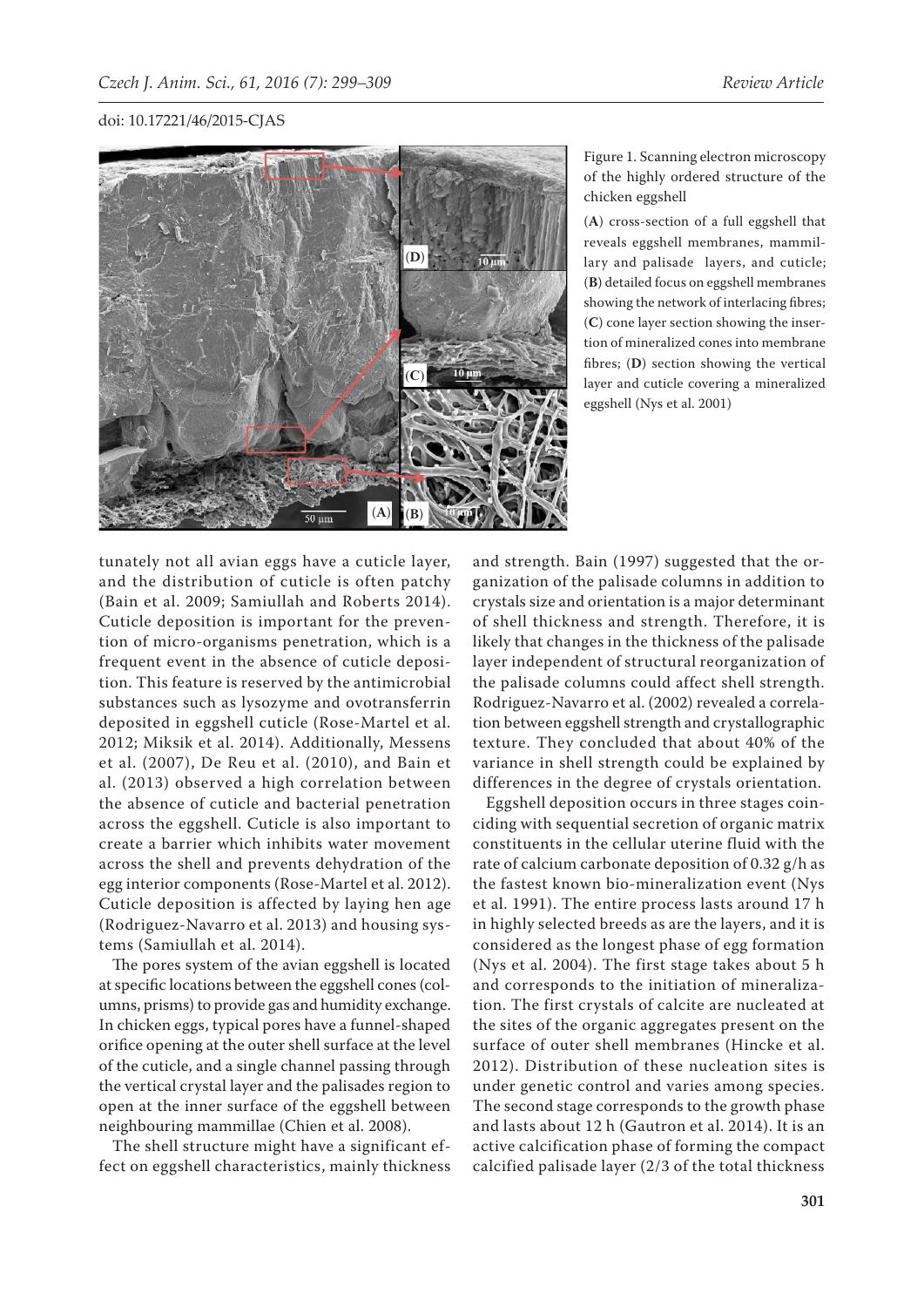Figure 1. Scanning electron microscopy of the highly ordered structure of the chicken eggshell

(**A**) cross-section of a full eggshell that reveals eggshell membranes, mammillary and palisade layers, and cuticle; (**B**) detailed focus on eggshell membranes showing the network of interlacing fibres; (**C**) cone layer section showing the insertion of mineralized cones into membrane fibres; (**D**) section showing the vertical layer and cuticle covering a mineralized eggshell (Nys et al. 2001)

tunately not all avian eggs have a cuticle layer, and the distribution of cuticle is often patchy (Bain et al. 2009; Samiullah and Roberts 2014). Cuticle deposition is important for the prevention of micro-organisms penetration, which is a frequent event in the absence of cuticle deposition. This feature is reserved by the antimicrobial substances such as lysozyme and ovotransferrin deposited in eggshell cuticle (Rose-Martel et al. 2012; Miksik et al. 2014). Additionally, Messens et al. (2007), De Reu et al. (2010), and Bain et al. (2013) observed a high correlation between the absence of cuticle and bacterial penetration across the eggshell. Cuticle is also important to create a barrier which inhibits water movement across the shell and prevents dehydration of the egg interior components (Rose-Martel et al. 2012). Cuticle deposition is affected by laying hen age (Rodriguez-Navarro et al. 2013) and housing systems (Samiullah et al. 2014).

The pores system of the avian eggshell is located at specific locations between the eggshell cones (columns, prisms) to provide gas and humidity exchange. In chicken eggs, typical pores have a funnel-shaped orifice opening at the outer shell surface at the level of the cuticle, and a single channel passing through the vertical crystal layer and the palisades region to open at the inner surface of the eggshell between neighbouring mammillae (Chien et al. 2008).

The shell structure might have a significant effect on eggshell characteristics, mainly thickness and strength. Bain (1997) suggested that the organization of the palisade columns in addition to crystals size and orientation is a major determinant of shell thickness and strength. Therefore, it is likely that changes in the thickness of the palisade layer independent of structural reorganization of the palisade columns could affect shell strength. Rodriguez-Navarro et al. (2002) revealed a correlation between eggshell strength and crystallographic texture. They concluded that about 40% of the variance in shell strength could be explained by differences in the degree of crystals orientation.

Eggshell deposition occurs in three stages coinciding with sequential secretion of organic matrix constituents in the cellular uterine fluid with the rate of calcium carbonate deposition of 0.32 g/h as the fastest known bio-mineralization event (Nys et al. 1991). The entire process lasts around 17 h in highly selected breeds as are the layers, and it is considered as the longest phase of egg formation (Nys et al. 2004). The first stage takes about 5 h and corresponds to the initiation of mineralization. The first crystals of calcite are nucleated at the sites of the organic aggregates present on the surface of outer shell membranes (Hincke et al. 2012). Distribution of these nucleation sites is under genetic control and varies among species. The second stage corresponds to the growth phase and lasts about 12 h (Gautron et al. 2014). It is an active calcification phase of forming the compact calcified palisade layer (2/3 of the total thickness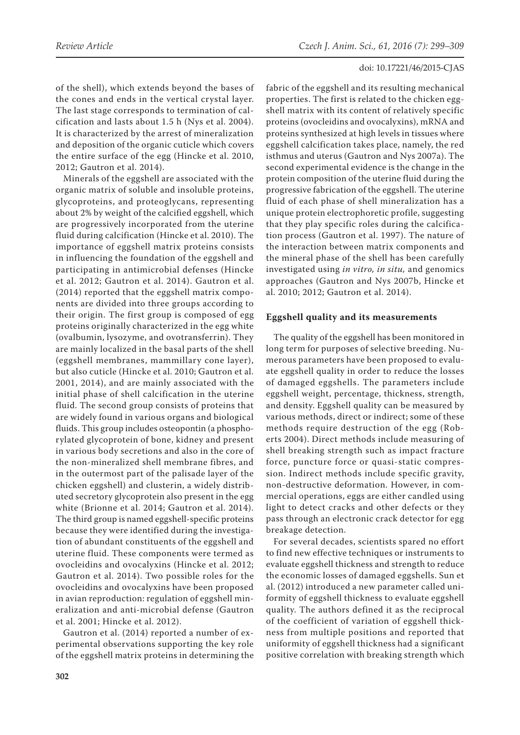of the shell), which extends beyond the bases of the cones and ends in the vertical crystal layer. The last stage corresponds to termination of calcification and lasts about 1.5 h (Nys et al. 2004). It is characterized by the arrest of mineralization and deposition of the organic cuticle which covers the entire surface of the egg (Hincke et al. 2010, 2012; Gautron et al. 2014).

Minerals of the eggshell are associated with the organic matrix of soluble and insoluble proteins, glycoproteins, and proteoglycans, representing about 2% by weight of the calcified eggshell, which are progressively incorporated from the uterine fluid during calcification (Hincke et al. 2010). The importance of eggshell matrix proteins consists in influencing the foundation of the eggshell and participating in antimicrobial defenses (Hincke et al. 2012; Gautron et al. 2014). Gautron et al. (2014) reported that the eggshell matrix components are divided into three groups according to their origin. The first group is composed of egg proteins originally characterized in the egg white (ovalbumin, lysozyme, and ovotransferrin). They are mainly localized in the basal parts of the shell (eggshell membranes, mammillary cone layer), but also cuticle (Hincke et al. 2010; Gautron et al. 2001, 2014), and are mainly associated with the initial phase of shell calcification in the uterine fluid. The second group consists of proteins that are widely found in various organs and biological fluids. This group includes osteopontin (a phosphorylated glycoprotein of bone, kidney and present in various body secretions and also in the core of the non-mineralized shell membrane fibres, and in the outermost part of the palisade layer of the chicken eggshell) and clusterin, a widely distributed secretory glycoprotein also present in the egg white (Brionne et al. 2014; Gautron et al. 2014). The third group is named eggshell-specific proteins because they were identified during the investigation of abundant constituents of the eggshell and uterine fluid. These components were termed as ovocleidins and ovocalyxins (Hincke et al. 2012; Gautron et al. 2014). Two possible roles for the ovocleidins and ovocalyxins have been proposed in avian reproduction: regulation of eggshell mineralization and anti-microbial defense (Gautron et al. 2001; Hincke et al. 2012).

Gautron et al. (2014) reported a number of experimental observations supporting the key role of the eggshell matrix proteins in determining the fabric of the eggshell and its resulting mechanical properties. The first is related to the chicken eggshell matrix with its content of relatively specific proteins (ovocleidins and ovocalyxins), mRNA and proteins synthesized at high levels in tissues where eggshell calcification takes place, namely, the red isthmus and uterus (Gautron and Nys 2007a). The second experimental evidence is the change in the protein composition of the uterine fluid during the progressive fabrication of the eggshell. The uterine fluid of each phase of shell mineralization has a unique protein electrophoretic profile, suggesting that they play specific roles during the calcification process (Gautron et al. 1997). The nature of the interaction between matrix components and the mineral phase of the shell has been carefully investigated using *in vitro, in situ,* and genomics approaches (Gautron and Nys 2007b, Hincke et al. 2010; 2012; Gautron et al. 2014).

## Eggshell quality and its measurements

The quality of the eggshell has been monitored in long term for purposes of selective breeding. Numerous parameters have been proposed to evaluate eggshell quality in order to reduce the losses of damaged eggshells. The parameters include eggshell weight, percentage, thickness, strength, and density. Eggshell quality can be measured by various methods, direct or indirect; some of these methods require destruction of the egg (Roberts 2004). Direct methods include measuring of shell breaking strength such as impact fracture force, puncture force or quasi-static compression. Indirect methods include specific gravity, non-destructive deformation. However, in commercial operations, eggs are either candled using light to detect cracks and other defects or they pass through an electronic crack detector for egg breakage detection.

For several decades, scientists spared no effort to find new effective techniques or instruments to evaluate eggshell thickness and strength to reduce the economic losses of damaged eggshells. Sun et al. (2012) introduced a new parameter called uniformity of eggshell thickness to evaluate eggshell quality. The authors defined it as the reciprocal of the coefficient of variation of eggshell thickness from multiple positions and reported that uniformity of eggshell thickness had a significant positive correlation with breaking strength which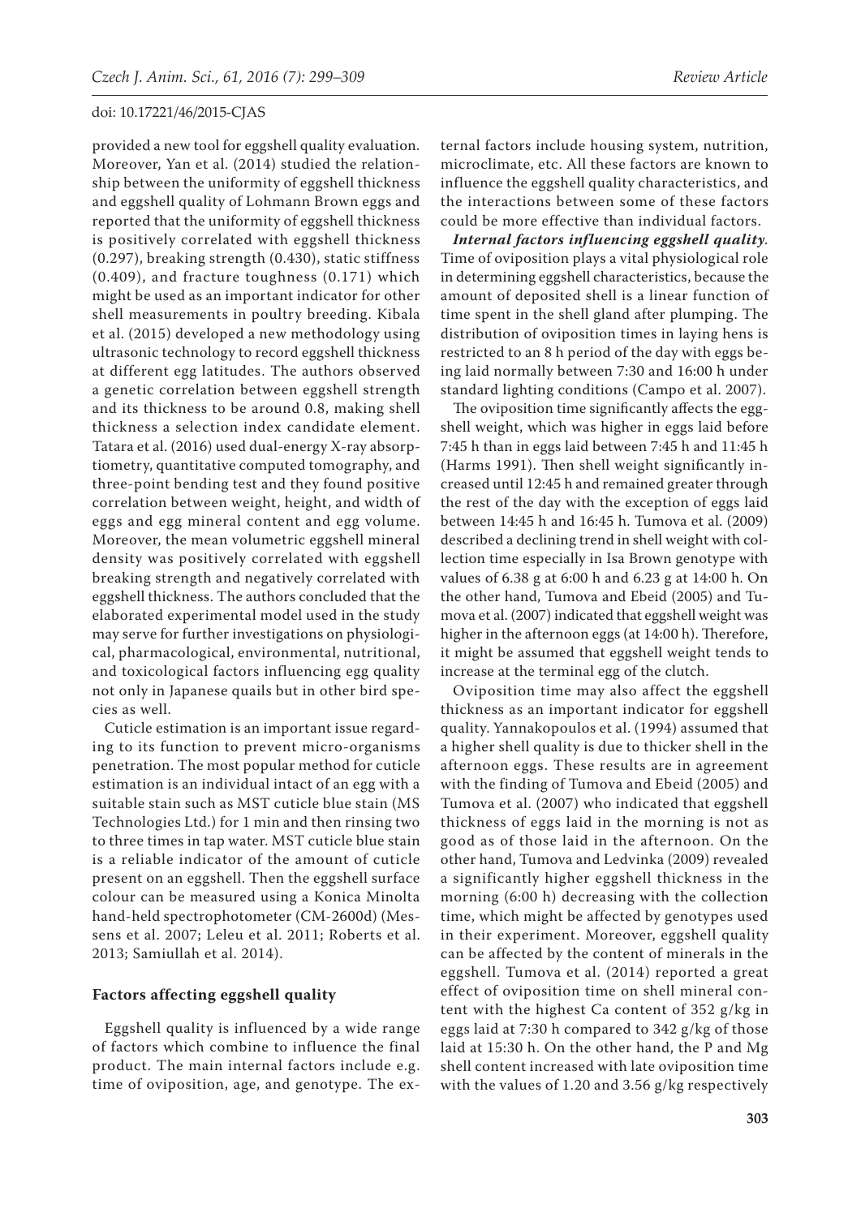provided a new tool for eggshell quality evaluation. Moreover, Yan et al. (2014) studied the relationship between the uniformity of eggshell thickness and eggshell quality of Lohmann Brown eggs and reported that the uniformity of eggshell thickness is positively correlated with eggshell thickness (0.297), breaking strength (0.430), static stiffness (0.409), and fracture toughness (0.171) which might be used as an important indicator for other shell measurements in poultry breeding. Kibala et al. (2015) developed a new methodology using ultrasonic technology to record eggshell thickness at different egg latitudes. The authors observed a genetic correlation between eggshell strength and its thickness to be around 0.8, making shell thickness a selection index candidate element. Tatara et al. (2016) used dual-energy X-ray absorptiometry, quantitative computed tomography, and three-point bending test and they found positive correlation between weight, height, and width of eggs and egg mineral content and egg volume. Moreover, the mean volumetric eggshell mineral density was positively correlated with eggshell breaking strength and negatively correlated with eggshell thickness. The authors concluded that the elaborated experimental model used in the study may serve for further investigations on physiological, pharmacological, environmental, nutritional, and toxicological factors influencing egg quality not only in Japanese quails but in other bird species as well.

Cuticle estimation is an important issue regarding to its function to prevent micro-organisms penetration. The most popular method for cuticle estimation is an individual intact of an egg with a suitable stain such as MST cuticle blue stain (MS Technologies Ltd.) for 1 min and then rinsing two to three times in tap water. MST cuticle blue stain is a reliable indicator of the amount of cuticle present on an eggshell. Then the eggshell surface colour can be measured using a Konica Minolta hand-held spectrophotometer (CM-2600d) (Messens et al. 2007; Leleu et al. 2011; Roberts et al. 2013; Samiullah et al. 2014).

### Factors affecting eggshell quality

Eggshell quality is influenced by a wide range of factors which combine to influence the final product. The main internal factors include e.g. time of oviposition, age, and genotype. The external factors include housing system, nutrition, microclimate, etc. All these factors are known to influence the eggshell quality characteristics, and the interactions between some of these factors could be more effective than individual factors.

***Internal factors influencing eggshell quality.*** Time of oviposition plays a vital physiological role in determining eggshell characteristics, because the amount of deposited shell is a linear function of time spent in the shell gland after plumping. The distribution of oviposition times in laying hens is restricted to an 8 h period of the day with eggs being laid normally between 7:30 and 16:00 h under standard lighting conditions (Campo et al. 2007).

The oviposition time significantly affects the eggshell weight, which was higher in eggs laid before 7:45 h than in eggs laid between 7:45 h and 11:45 h (Harms 1991). Then shell weight significantly increased until 12:45 h and remained greater through the rest of the day with the exception of eggs laid between 14:45 h and 16:45 h. Tumova et al. (2009) described a declining trend in shell weight with collection time especially in Isa Brown genotype with values of 6.38 g at 6:00 h and 6.23 g at 14:00 h. On the other hand, Tumova and Ebeid (2005) and Tumova et al. (2007) indicated that eggshell weight was higher in the afternoon eggs (at 14:00 h). Therefore, it might be assumed that eggshell weight tends to increase at the terminal egg of the clutch.

Oviposition time may also affect the eggshell thickness as an important indicator for eggshell quality. Yannakopoulos et al. (1994) assumed that a higher shell quality is due to thicker shell in the afternoon eggs. These results are in agreement with the finding of Tumova and Ebeid (2005) and Tumova et al. (2007) who indicated that eggshell thickness of eggs laid in the morning is not as good as of those laid in the afternoon. On the other hand, Tumova and Ledvinka (2009) revealed a significantly higher eggshell thickness in the morning (6:00 h) decreasing with the collection time, which might be affected by genotypes used in their experiment. Moreover, eggshell quality can be affected by the content of minerals in the eggshell. Tumova et al. (2014) reported a great effect of oviposition time on shell mineral content with the highest Ca content of 352 g/kg in eggs laid at 7:30 h compared to 342 g/kg of those laid at 15:30 h. On the other hand, the P and Mg shell content increased with late oviposition time with the values of 1.20 and 3.56 g/kg respectively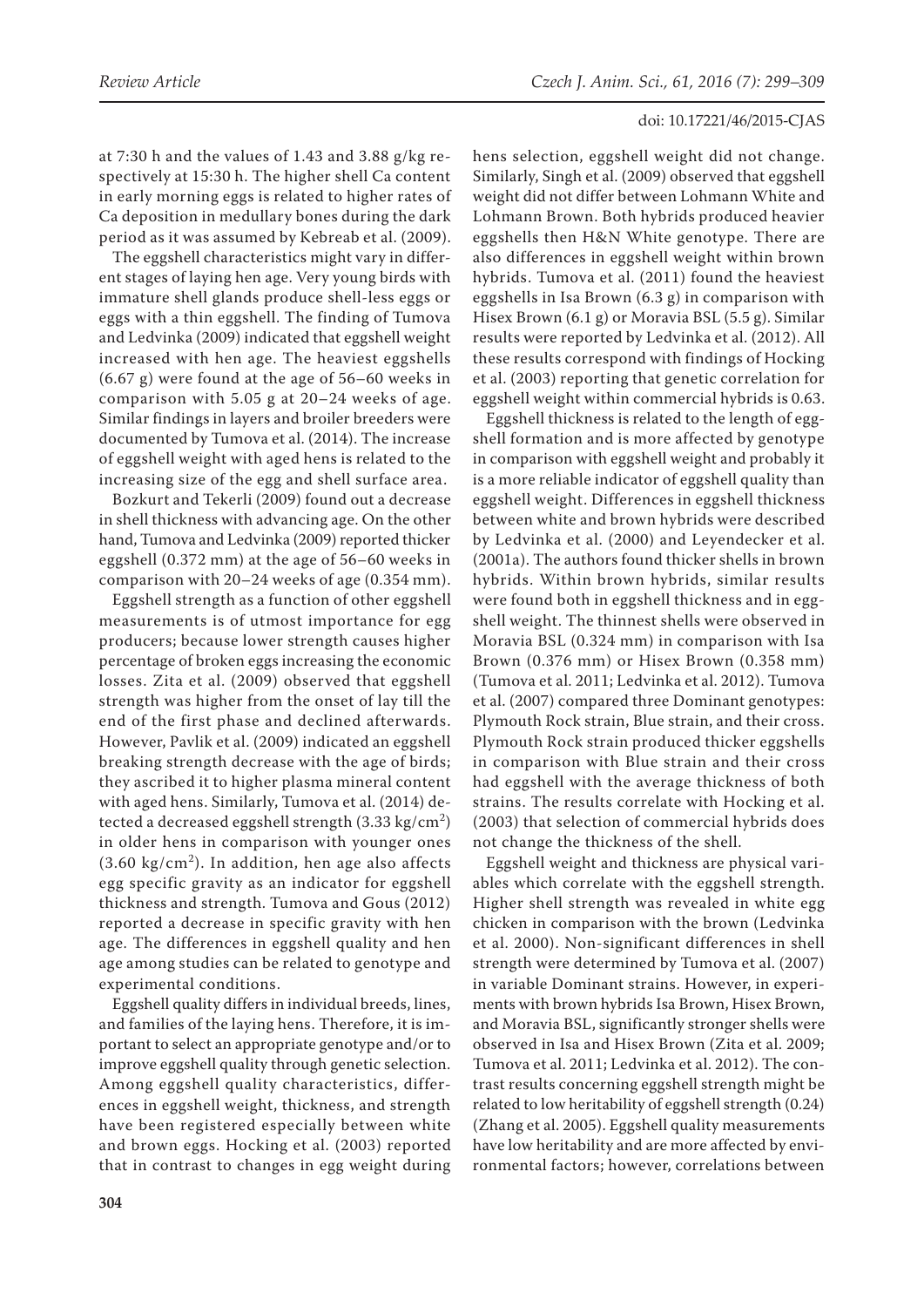at 7:30 h and the values of 1.43 and 3.88 g/kg respectively at 15:30 h. The higher shell Ca content in early morning eggs is related to higher rates of Ca deposition in medullary bones during the dark period as it was assumed by Kebreab et al. (2009).

The eggshell characteristics might vary in different stages of laying hen age. Very young birds with immature shell glands produce shell-less eggs or eggs with a thin eggshell. The finding of Tumova and Ledvinka (2009) indicated that eggshell weight increased with hen age. The heaviest eggshells (6.67 g) were found at the age of 56–60 weeks in comparison with 5.05 g at 20–24 weeks of age. Similar findings in layers and broiler breeders were documented by Tumova et al. (2014). The increase of eggshell weight with aged hens is related to the increasing size of the egg and shell surface area.

Bozkurt and Tekerli (2009) found out a decrease in shell thickness with advancing age. On the other hand, Tumova and Ledvinka (2009) reported thicker eggshell (0.372 mm) at the age of 56–60 weeks in comparison with 20–24 weeks of age (0.354 mm).

Eggshell strength as a function of other eggshell measurements is of utmost importance for egg producers; because lower strength causes higher percentage of broken eggs increasing the economic losses. Zita et al. (2009) observed that eggshell strength was higher from the onset of lay till the end of the first phase and declined afterwards. However, Pavlik et al. (2009) indicated an eggshell breaking strength decrease with the age of birds; they ascribed it to higher plasma mineral content with aged hens. Similarly, Tumova et al. (2014) detected a decreased eggshell strength (3.33 kg/cm$^2$) in older hens in comparison with younger ones (3.60 kg/cm$^2$). In addition, hen age also affects egg specific gravity as an indicator for eggshell thickness and strength. Tumova and Gous (2012) reported a decrease in specific gravity with hen age. The differences in eggshell quality and hen age among studies can be related to genotype and experimental conditions.

Eggshell quality differs in individual breeds, lines, and families of the laying hens. Therefore, it is important to select an appropriate genotype and/or to improve eggshell quality through genetic selection. Among eggshell quality characteristics, differences in eggshell weight, thickness, and strength have been registered especially between white and brown eggs. Hocking et al. (2003) reported that in contrast to changes in egg weight during hens selection, eggshell weight did not change. Similarly, Singh et al. (2009) observed that eggshell weight did not differ between Lohmann White and Lohmann Brown. Both hybrids produced heavier eggshells then H&N White genotype. There are also differences in eggshell weight within brown hybrids. Tumova et al. (2011) found the heaviest eggshells in Isa Brown (6.3 g) in comparison with Hisex Brown (6.1 g) or Moravia BSL (5.5 g). Similar results were reported by Ledvinka et al. (2012). All these results correspond with findings of Hocking et al. (2003) reporting that genetic correlation for eggshell weight within commercial hybrids is 0.63.

Eggshell thickness is related to the length of eggshell formation and is more affected by genotype in comparison with eggshell weight and probably it is a more reliable indicator of eggshell quality than eggshell weight. Differences in eggshell thickness between white and brown hybrids were described by Ledvinka et al. (2000) and Leyendecker et al. (2001a). The authors found thicker shells in brown hybrids. Within brown hybrids, similar results were found both in eggshell thickness and in eggshell weight. The thinnest shells were observed in Moravia BSL (0.324 mm) in comparison with Isa Brown (0.376 mm) or Hisex Brown (0.358 mm) (Tumova et al. 2011; Ledvinka et al. 2012). Tumova et al. (2007) compared three Dominant genotypes: Plymouth Rock strain, Blue strain, and their cross. Plymouth Rock strain produced thicker eggshells in comparison with Blue strain and their cross had eggshell with the average thickness of both strains. The results correlate with Hocking et al. (2003) that selection of commercial hybrids does not change the thickness of the shell.

Eggshell weight and thickness are physical variables which correlate with the eggshell strength. Higher shell strength was revealed in white egg chicken in comparison with the brown (Ledvinka et al. 2000). Non-significant differences in shell strength were determined by Tumova et al. (2007) in variable Dominant strains. However, in experiments with brown hybrids Isa Brown, Hisex Brown, and Moravia BSL, significantly stronger shells were observed in Isa and Hisex Brown (Zita et al. 2009; Tumova et al. 2011; Ledvinka et al. 2012). The contrast results concerning eggshell strength might be related to low heritability of eggshell strength (0.24) (Zhang et al. 2005). Eggshell quality measurements have low heritability and are more affected by environmental factors; however, correlations between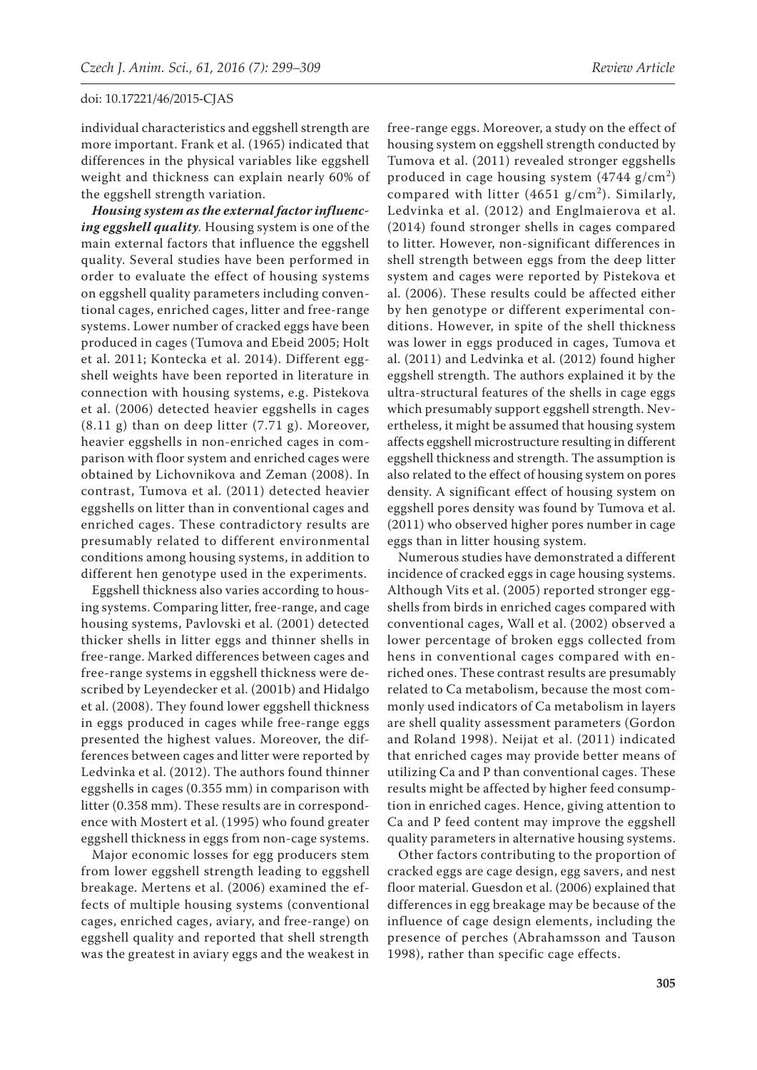individual characteristics and eggshell strength are more important. Frank et al. (1965) indicated that differences in the physical variables like eggshell weight and thickness can explain nearly 60% of the eggshell strength variation.

***Housing system as the external factor influencing eggshell quality.*** Housing system is one of the main external factors that influence the eggshell quality. Several studies have been performed in order to evaluate the effect of housing systems on eggshell quality parameters including conventional cages, enriched cages, litter and free-range systems. Lower number of cracked eggs have been produced in cages (Tumova and Ebeid 2005; Holt et al. 2011; Kontecka et al. 2014). Different eggshell weights have been reported in literature in connection with housing systems, e.g. Pistekova et al. (2006) detected heavier eggshells in cages (8.11 g) than on deep litter (7.71 g). Moreover, heavier eggshells in non-enriched cages in comparison with floor system and enriched cages were obtained by Lichovnikova and Zeman (2008). In contrast, Tumova et al. (2011) detected heavier eggshells on litter than in conventional cages and enriched cages. These contradictory results are presumably related to different environmental conditions among housing systems, in addition to different hen genotype used in the experiments.

Eggshell thickness also varies according to housing systems. Comparing litter, free-range, and cage housing systems, Pavlovski et al. (2001) detected thicker shells in litter eggs and thinner shells in free-range. Marked differences between cages and free-range systems in eggshell thickness were described by Leyendecker et al. (2001b) and Hidalgo et al. (2008). They found lower eggshell thickness in eggs produced in cages while free-range eggs presented the highest values. Moreover, the differences between cages and litter were reported by Ledvinka et al. (2012). The authors found thinner eggshells in cages (0.355 mm) in comparison with litter (0.358 mm). These results are in correspondence with Mostert et al. (1995) who found greater eggshell thickness in eggs from non-cage systems.

Major economic losses for egg producers stem from lower eggshell strength leading to eggshell breakage. Mertens et al. (2006) examined the effects of multiple housing systems (conventional cages, enriched cages, aviary, and free-range) on eggshell quality and reported that shell strength was the greatest in aviary eggs and the weakest in free-range eggs. Moreover, a study on the effect of housing system on eggshell strength conducted by Tumova et al. (2011) revealed stronger eggshells produced in cage housing system (4744 g/cm$^2$) compared with litter (4651 g/cm$^2$). Similarly, Ledvinka et al. (2012) and Englmaierova et al. (2014) found stronger shells in cages compared to litter. However, non-significant differences in shell strength between eggs from the deep litter system and cages were reported by Pistekova et al. (2006). These results could be affected either by hen genotype or different experimental conditions. However, in spite of the shell thickness was lower in eggs produced in cages, Tumova et al. (2011) and Ledvinka et al. (2012) found higher eggshell strength. The authors explained it by the ultra-structural features of the shells in cage eggs which presumably support eggshell strength. Nevertheless, it might be assumed that housing system affects eggshell microstructure resulting in different eggshell thickness and strength. The assumption is also related to the effect of housing system on pores density. A significant effect of housing system on eggshell pores density was found by Tumova et al. (2011) who observed higher pores number in cage eggs than in litter housing system.

Numerous studies have demonstrated a different incidence of cracked eggs in cage housing systems. Although Vits et al. (2005) reported stronger eggshells from birds in enriched cages compared with conventional cages, Wall et al. (2002) observed a lower percentage of broken eggs collected from hens in conventional cages compared with enriched ones. These contrast results are presumably related to Ca metabolism, because the most commonly used indicators of Ca metabolism in layers are shell quality assessment parameters (Gordon and Roland 1998). Neijat et al. (2011) indicated that enriched cages may provide better means of utilizing Ca and P than conventional cages. These results might be affected by higher feed consumption in enriched cages. Hence, giving attention to Ca and P feed content may improve the eggshell quality parameters in alternative housing systems.

Other factors contributing to the proportion of cracked eggs are cage design, egg savers, and nest floor material. Guesdon et al. (2006) explained that differences in egg breakage may be because of the influence of cage design elements, including the presence of perches (Abrahamsson and Tauson 1998), rather than specific cage effects.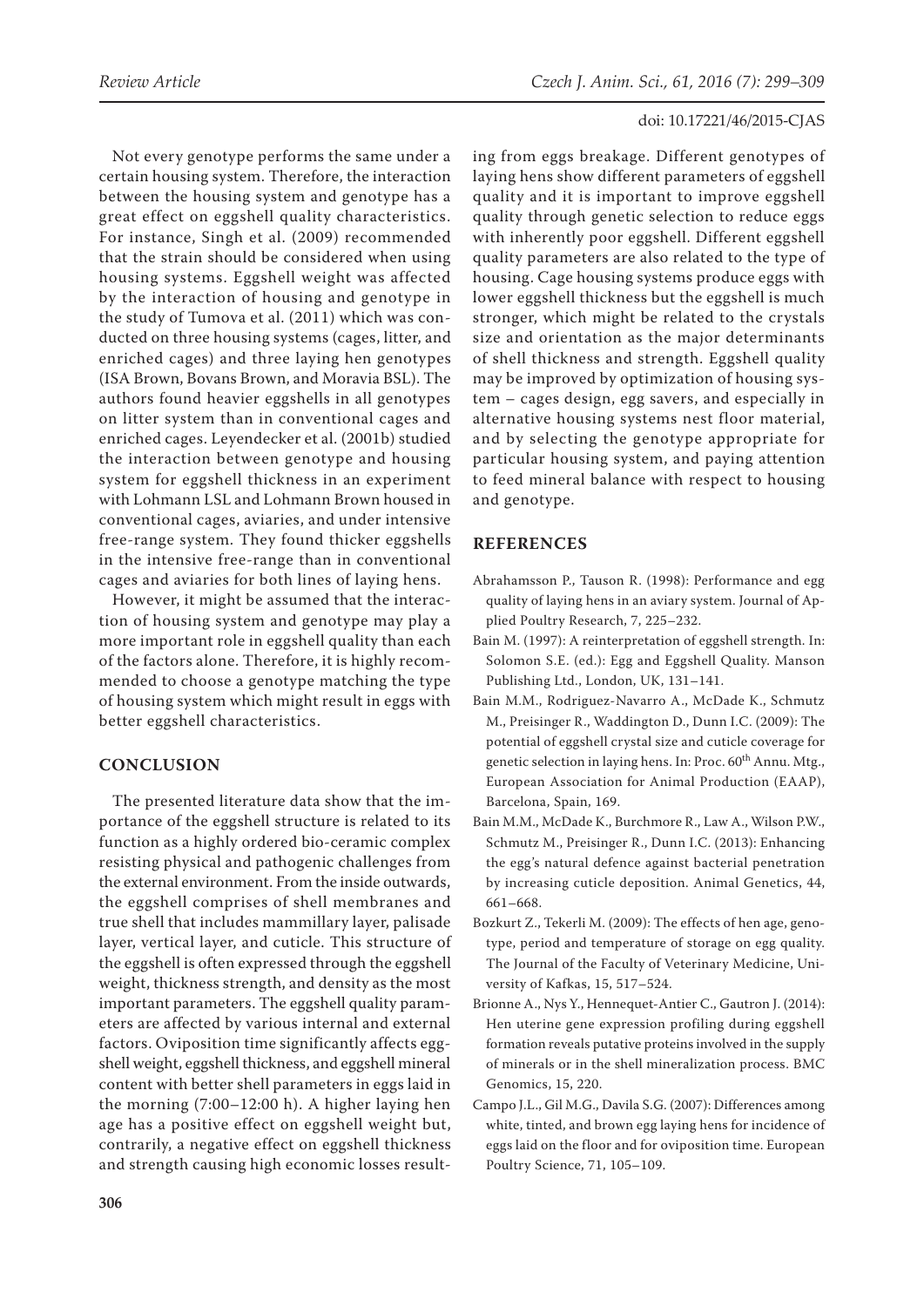Not every genotype performs the same under a certain housing system. Therefore, the interaction between the housing system and genotype has a great effect on eggshell quality characteristics. For instance, Singh et al. (2009) recommended that the strain should be considered when using housing systems. Eggshell weight was affected by the interaction of housing and genotype in the study of Tumova et al. (2011) which was conducted on three housing systems (cages, litter, and enriched cages) and three laying hen genotypes (ISA Brown, Bovans Brown, and Moravia BSL). The authors found heavier eggshells in all genotypes on litter system than in conventional cages and enriched cages. Leyendecker et al. (2001b) studied the interaction between genotype and housing system for eggshell thickness in an experiment with Lohmann LSL and Lohmann Brown housed in conventional cages, aviaries, and under intensive free-range system. They found thicker eggshells in the intensive free-range than in conventional cages and aviaries for both lines of laying hens.

However, it might be assumed that the interaction of housing system and genotype may play a more important role in eggshell quality than each of the factors alone. Therefore, it is highly recommended to choose a genotype matching the type of housing system which might result in eggs with better eggshell characteristics.

## CONCLUSION

The presented literature data show that the importance of the eggshell structure is related to its function as a highly ordered bio-ceramic complex resisting physical and pathogenic challenges from the external environment. From the inside outwards, the eggshell comprises of shell membranes and true shell that includes mammillary layer, palisade layer, vertical layer, and cuticle. This structure of the eggshell is often expressed through the eggshell weight, thickness strength, and density as the most important parameters. The eggshell quality parameters are affected by various internal and external factors. Oviposition time significantly affects eggshell weight, eggshell thickness, and eggshell mineral content with better shell parameters in eggs laid in the morning (7:00–12:00 h). A higher laying hen age has a positive effect on eggshell weight but, contrarily, a negative effect on eggshell thickness and strength causing high economic losses resulting from eggs breakage. Different genotypes of laying hens show different parameters of eggshell quality and it is important to improve eggshell quality through genetic selection to reduce eggs with inherently poor eggshell. Different eggshell quality parameters are also related to the type of housing. Cage housing systems produce eggs with lower eggshell thickness but the eggshell is much stronger, which might be related to the crystals size and orientation as the major determinants of shell thickness and strength. Eggshell quality may be improved by optimization of housing system – cages design, egg savers, and especially in alternative housing systems nest floor material, and by selecting the genotype appropriate for particular housing system, and paying attention to feed mineral balance with respect to housing and genotype.

## REFERENCES

Abrahamsson P., Tauson R. (1998): Performance and egg quality of laying hens in an aviary system. Journal of Applied Poultry Research, 7, 225–232.

Bain M. (1997): A reinterpretation of eggshell strength. In: Solomon S.E. (ed.): Egg and Eggshell Quality. Manson Publishing Ltd., London, UK, 131–141.

Bain M.M., Rodriguez-Navarro A., McDade K., Schmutz M., Preisinger R., Waddington D., Dunn I.C. (2009): The potential of eggshell crystal size and cuticle coverage for genetic selection in laying hens. In: Proc. 60th Annu. Mtg., European Association for Animal Production (EAAP), Barcelona, Spain, 169.

Bain M.M., McDade K., Burchmore R., Law A., Wilson P.W., Schmutz M., Preisinger R., Dunn I.C. (2013): Enhancing the egg's natural defence against bacterial penetration by increasing cuticle deposition. Animal Genetics, 44, 661–668.

Bozkurt Z., Tekerli M. (2009): The effects of hen age, genotype, period and temperature of storage on egg quality. The Journal of the Faculty of Veterinary Medicine, University of Kafkas, 15, 517–524.

Brionne A., Nys Y., Hennequet-Antier C., Gautron J. (2014): Hen uterine gene expression profiling during eggshell formation reveals putative proteins involved in the supply of minerals or in the shell mineralization process. BMC Genomics, 15, 220.

Campo J.L., Gil M.G., Davila S.G. (2007): Differences among white, tinted, and brown egg laying hens for incidence of eggs laid on the floor and for oviposition time. European Poultry Science, 71, 105–109.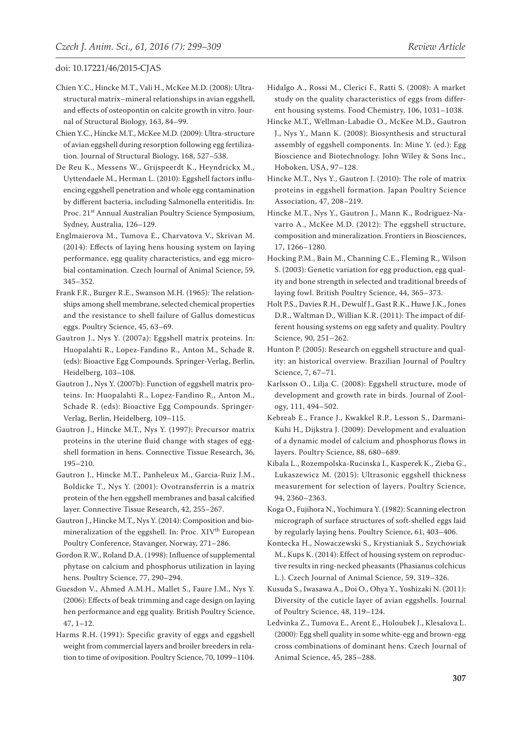Chien Y.C., Hincke M.T., Vali H., McKee M.D. (2008): Ultrastructural matrix–mineral relationships in avian eggshell, and effects of osteopontin on calcite growth in vitro. Journal of Structural Biology, 163, 84–99.

Chien Y.C., Hincke M.T., McKee M.D. (2009): Ultra-structure of avian eggshell during resorption following egg fertilization. Journal of Structural Biology, 168, 527–538.

De Reu K., Messens W., Grijspeerdt K., Heyndrickx M., Uyttendaele M., Herman L. (2010): Eggshell factors influencing eggshell penetration and whole egg contamination by different bacteria, including Salmonella enteritidis. In: Proc. 21st Annual Australian Poultry Science Symposium, Sydney, Australia, 126–129.

Englmaierova M., Tumova E., Charvatova V., Skrivan M. (2014): Effects of laying hens housing system on laying performance, egg quality characteristics, and egg microbial contamination. Czech Journal of Animal Science, 59, 345–352.

Frank F.R., Burger R.E., Swanson M.H. (1965): The relationships among shell membrane, selected chemical properties and the resistance to shell failure of Gallus domesticus eggs. Poultry Science, 45, 63–69.

Gautron J., Nys Y. (2007a): Eggshell matrix proteins. In: Huopalahti R., Lopez-Fandino R., Anton M., Schade R. (eds): Bioactive Egg Compounds. Springer-Verlag, Berlin, Heidelberg, 103–108.

Gautron J., Nys Y. (2007b): Function of eggshell matrix proteins. In: Huopalahti R., Lopez-Fandino R., Anton M., Schade R. (eds): Bioactive Egg Compounds. Springer-Verlag, Berlin, Heidelberg, 109–115.

Gautron J., Hincke M.T., Nys Y. (1997): Precursor matrix proteins in the uterine fluid change with stages of eggshell formation in hens. Connective Tissue Research, 36, 195–210.

Gautron J., Hincke M.T., Panheleux M., Garcia-Ruiz J.M., Boldicke T., Nys Y. (2001): Ovotransferrin is a matrix protein of the hen eggshell membranes and basal calcified layer. Connective Tissue Research, 42, 255–267.

Gautron J., Hincke M.T., Nys Y. (2014): Composition and biomineralization of the eggshell. In: Proc. XIVth European Poultry Conference, Stavanger, Norway, 271–286.

Gordon R.W., Roland D.A. (1998): Influence of supplemental phytase on calcium and phosphorus utilization in laying hens. Poultry Science, 77, 290–294.

Guesdon V., Ahmed A.M.H., Mallet S., Faure J.M., Nys Y. (2006): Effects of beak trimming and cage design on laying hen performance and egg quality. British Poultry Science, 47, 1–12.

Harms R.H. (1991): Specific gravity of eggs and eggshell weight from commercial layers and broiler breeders in relation to time of oviposition. Poultry Science, 70, 1099–1104.

Hidalgo A., Rossi M., Clerici F., Ratti S. (2008): A market study on the quality characteristics of eggs from different housing systems. Food Chemistry, 106, 1031–1038.

Hincke M.T., Wellman-Labadie O., McKee M.D., Gautron J., Nys Y., Mann K. (2008): Biosynthesis and structural assembly of eggshell components. In: Mine Y. (ed.): Egg Bioscience and Biotechnology. John Wiley & Sons Inc., Hoboken, USA, 97–128.

Hincke M.T., Nys Y., Gautron J. (2010): The role of matrix proteins in eggshell formation. Japan Poultry Science Association, 47, 208–219.

Hincke M.T., Nys Y., Gautron J., Mann K., Rodriguez-Navarro A., McKee M.D. (2012): The eggshell structure, composition and mineralization. Frontiers in Biosciences, 17, 1266–1280.

Hocking P.M., Bain M., Channing C.E., Fleming R., Wilson S. (2003): Genetic variation for egg production, egg quality and bone strength in selected and traditional breeds of laying fowl. British Poultry Science, 44, 365–373.

Holt P.S., Davies R.H., Dewulf J., Gast R.K., Huwe J.K., Jones D.R., Waltman D., Willian K.R. (2011): The impact of different housing systems on egg safety and quality. Poultry Science, 90, 251–262.

Hunton P. (2005): Research on eggshell structure and quality: an historical overview. Brazilian Journal of Poultry Science, 7, 67–71.

Karlsson O., Lilja C. (2008): Eggshell structure, mode of development and growth rate in birds. Journal of Zoology, 111, 494–502.

Kebreab E., France J., Kwakkel R.P., Lesson S., Darmani-Kuhi H., Dijkstra J. (2009): Development and evaluation of a dynamic model of calcium and phosphorus flows in layers. Poultry Science, 88, 680–689.

Kibala L., Rozempolska-Rucinska I., Kasperek K., Zieba G., Lukaszewicz M. (2015): Ultrasonic eggshell thickness measurement for selection of layers. Poultry Science, 94, 2360–2363.

Koga O., Fujihora N., Yochimura Y. (1982): Scanning electron micrograph of surface structures of soft-shelled eggs laid by regularly laying hens. Poultry Science, 61, 403–406.

Kontecka H., Nowaczewski S., Krystianiak S., Szychowiak M., Kups K. (2014): Effect of housing system on reproductive results in ring-necked pheasants (Phasianus colchicus L.). Czech Journal of Animal Science, 59, 319–326.

Kusuda S., Iwasawa A., Doi O., Ohya Y., Yoshizaki N. (2011): Diversity of the cuticle layer of avian eggshells. Journal of Poultry Science, 48, 119–124.

Ledvinka Z., Tumova E., Arent E., Holoubek J., Klesalova L. (2000): Egg shell quality in some white-egg and brown-egg cross combinations of dominant hens. Czech Journal of Animal Science, 45, 285–288.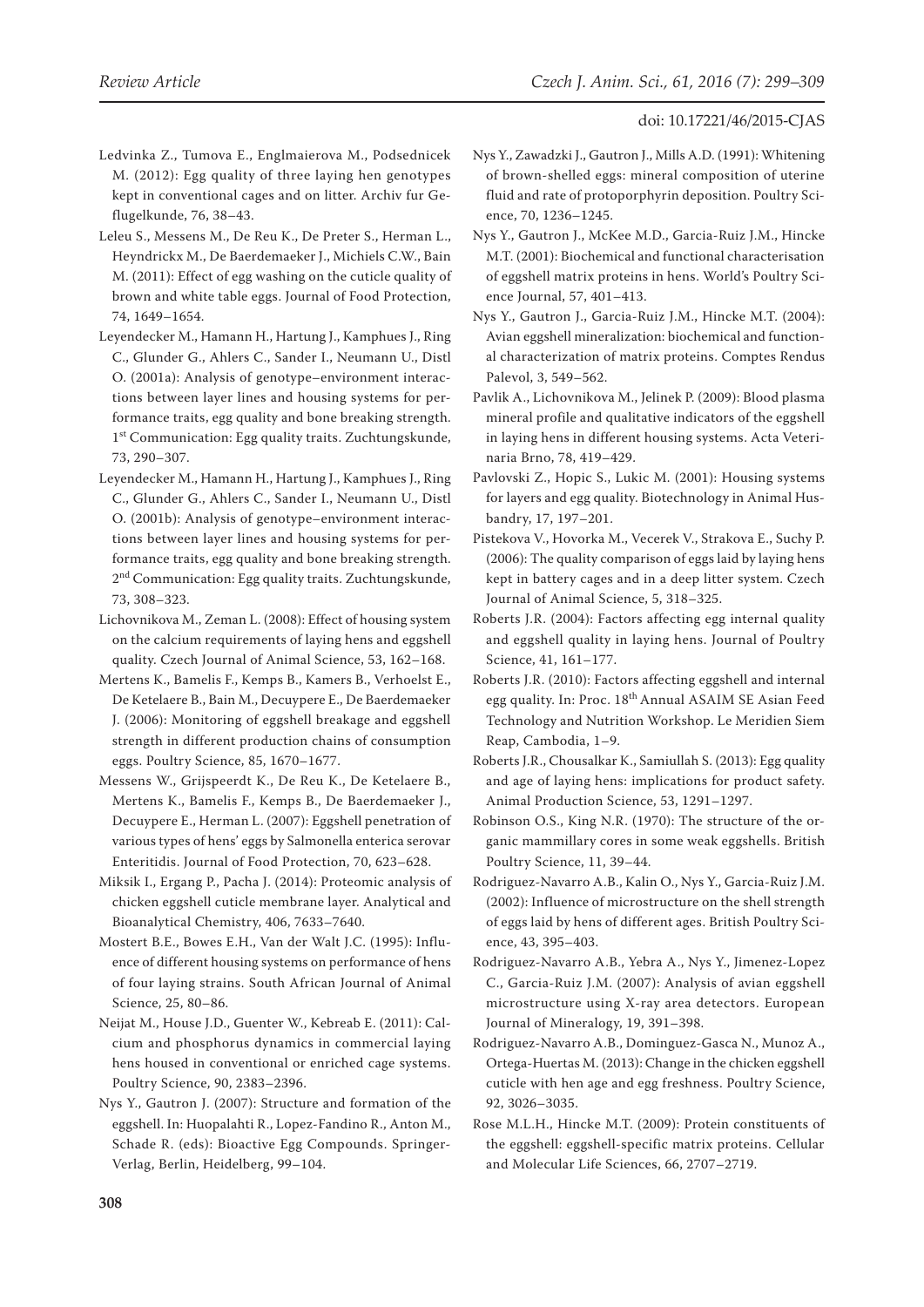Ledvinka Z., Tumova E., Englmaierova M., Podsednicek M. (2012): Egg quality of three laying hen genotypes kept in conventional cages and on litter. Archiv fur Geflugelkunde, 76, 38–43.

Leleu S., Messens M., De Reu K., De Preter S., Herman L., Heyndrickx M., De Baerdemaeker J., Michiels C.W., Bain M. (2011): Effect of egg washing on the cuticle quality of brown and white table eggs. Journal of Food Protection, 74, 1649–1654.

Leyendecker M., Hamann H., Hartung J., Kamphues J., Ring C., Glunder G., Ahlers C., Sander I., Neumann U., Distl O. (2001a): Analysis of genotype–environment interactions between layer lines and housing systems for performance traits, egg quality and bone breaking strength. 1st Communication: Egg quality traits. Zuchtungskunde, 73, 290–307.

Leyendecker M., Hamann H., Hartung J., Kamphues J., Ring C., Glunder G., Ahlers C., Sander I., Neumann U., Distl O. (2001b): Analysis of genotype–environment interactions between layer lines and housing systems for performance traits, egg quality and bone breaking strength. 2nd Communication: Egg quality traits. Zuchtungskunde, 73, 308–323.

Lichovnikova M., Zeman L. (2008): Effect of housing system on the calcium requirements of laying hens and eggshell quality. Czech Journal of Animal Science, 53, 162–168.

Mertens K., Bamelis F., Kemps B., Kamers B., Verhoelst E., De Ketelaere B., Bain M., Decuypere E., De Baerdemaeker J. (2006): Monitoring of eggshell breakage and eggshell strength in different production chains of consumption eggs. Poultry Science, 85, 1670–1677.

Messens W., Grijspeerdt K., De Reu K., De Ketelaere B., Mertens K., Bamelis F., Kemps B., De Baerdemaeker J., Decuypere E., Herman L. (2007): Eggshell penetration of various types of hens' eggs by Salmonella enterica serovar Enteritidis. Journal of Food Protection, 70, 623–628.

Miksik I., Ergang P., Pacha J. (2014): Proteomic analysis of chicken eggshell cuticle membrane layer. Analytical and Bioanalytical Chemistry, 406, 7633–7640.

Mostert B.E., Bowes E.H., Van der Walt J.C. (1995): Influence of different housing systems on performance of hens of four laying strains. South African Journal of Animal Science, 25, 80–86.

Neijat M., House J.D., Guenter W., Kebreab E. (2011): Calcium and phosphorus dynamics in commercial laying hens housed in conventional or enriched cage systems. Poultry Science, 90, 2383–2396.

Nys Y., Gautron J. (2007): Structure and formation of the eggshell. In: Huopalahti R., Lopez-Fandino R., Anton M., Schade R. (eds): Bioactive Egg Compounds. Springer-Verlag, Berlin, Heidelberg, 99–104.

Nys Y., Zawadzki J., Gautron J., Mills A.D. (1991): Whitening of brown-shelled eggs: mineral composition of uterine fluid and rate of protoporphyrin deposition. Poultry Science, 70, 1236–1245.

Nys Y., Gautron J., McKee M.D., Garcia-Ruiz J.M., Hincke M.T. (2001): Biochemical and functional characterisation of eggshell matrix proteins in hens. World's Poultry Science Journal, 57, 401–413.

Nys Y., Gautron J., Garcia-Ruiz J.M., Hincke M.T. (2004): Avian eggshell mineralization: biochemical and functional characterization of matrix proteins. Comptes Rendus Palevol, 3, 549–562.

Pavlik A., Lichovnikova M., Jelinek P. (2009): Blood plasma mineral profile and qualitative indicators of the eggshell in laying hens in different housing systems. Acta Veterinaria Brno, 78, 419–429.

Pavlovski Z., Hopic S., Lukic M. (2001): Housing systems for layers and egg quality. Biotechnology in Animal Husbandry, 17, 197–201.

Pistekova V., Hovorka M., Vecerek V., Strakova E., Suchy P. (2006): The quality comparison of eggs laid by laying hens kept in battery cages and in a deep litter system. Czech Journal of Animal Science, 5, 318–325.

Roberts J.R. (2004): Factors affecting egg internal quality and eggshell quality in laying hens. Journal of Poultry Science, 41, 161–177.

Roberts J.R. (2010): Factors affecting eggshell and internal egg quality. In: Proc. 18th Annual ASAIM SE Asian Feed Technology and Nutrition Workshop. Le Meridien Siem Reap, Cambodia, 1–9.

Roberts J.R., Chousalkar K., Samiullah S. (2013): Egg quality and age of laying hens: implications for product safety. Animal Production Science, 53, 1291–1297.

Robinson O.S., King N.R. (1970): The structure of the organic mammillary cores in some weak eggshells. British Poultry Science, 11, 39–44.

Rodriguez-Navarro A.B., Kalin O., Nys Y., Garcia-Ruiz J.M. (2002): Influence of microstructure on the shell strength of eggs laid by hens of different ages. British Poultry Science, 43, 395–403.

Rodriguez-Navarro A.B., Yebra A., Nys Y., Jimenez-Lopez C., Garcia-Ruiz J.M. (2007): Analysis of avian eggshell microstructure using X-ray area detectors. European Journal of Mineralogy, 19, 391–398.

Rodriguez-Navarro A.B., Dominguez-Gasca N., Munoz A., Ortega-Huertas M. (2013): Change in the chicken eggshell cuticle with hen age and egg freshness. Poultry Science, 92, 3026–3035.

Rose M.L.H., Hincke M.T. (2009): Protein constituents of the eggshell: eggshell-specific matrix proteins. Cellular and Molecular Life Sciences, 66, 2707–2719.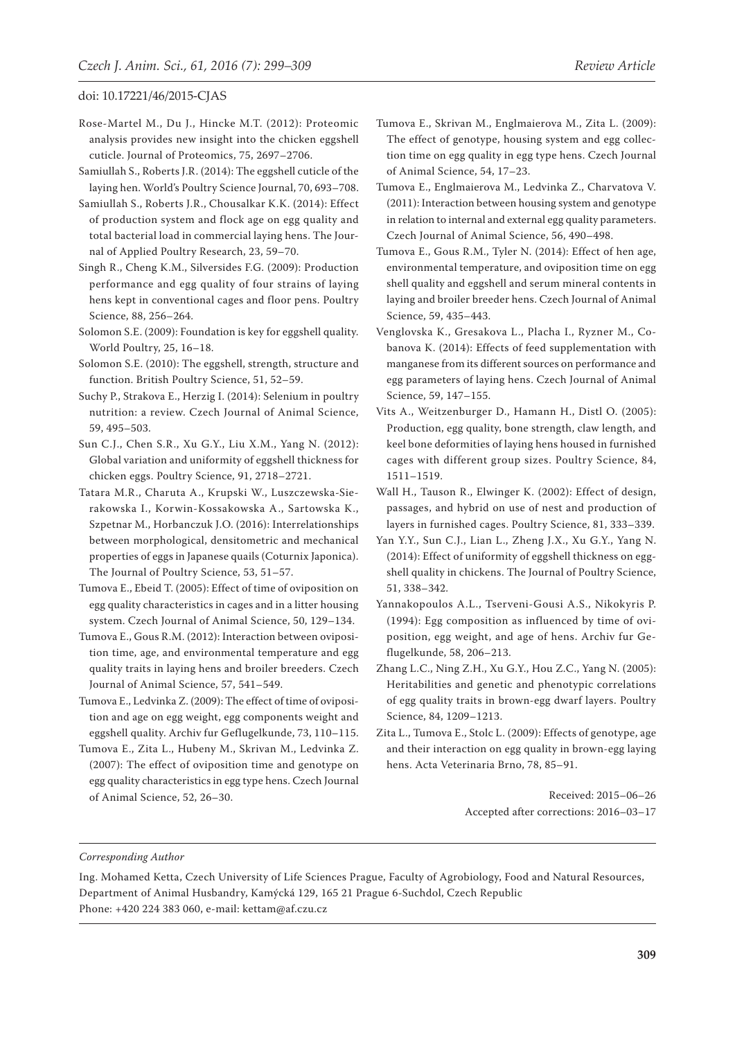Rose-Martel M., Du J., Hincke M.T. (2012): Proteomic analysis provides new insight into the chicken eggshell cuticle. Journal of Proteomics, 75, 2697–2706.

Samiullah S., Roberts J.R. (2014): The eggshell cuticle of the laying hen. World's Poultry Science Journal, 70, 693–708.

Samiullah S., Roberts J.R., Chousalkar K.K. (2014): Effect of production system and flock age on egg quality and total bacterial load in commercial laying hens. The Journal of Applied Poultry Research, 23, 59–70.

Singh R., Cheng K.M., Silversides F.G. (2009): Production performance and egg quality of four strains of laying hens kept in conventional cages and floor pens. Poultry Science, 88, 256–264.

Solomon S.E. (2009): Foundation is key for eggshell quality. World Poultry, 25, 16–18.

Solomon S.E. (2010): The eggshell, strength, structure and function. British Poultry Science, 51, 52–59.

Suchy P., Strakova E., Herzig I. (2014): Selenium in poultry nutrition: a review. Czech Journal of Animal Science, 59, 495–503.

Sun C.J., Chen S.R., Xu G.Y., Liu X.M., Yang N. (2012): Global variation and uniformity of eggshell thickness for chicken eggs. Poultry Science, 91, 2718–2721.

Tatara M.R., Charuta A., Krupski W., Luszczewska-Sierakowska I., Korwin-Kossakowska A., Sartowska K., Szpetnar M., Horbanczuk J.O. (2016): Interrelationships between morphological, densitometric and mechanical properties of eggs in Japanese quails (Coturnix Japonica). The Journal of Poultry Science, 53, 51–57.

Tumova E., Ebeid T. (2005): Effect of time of oviposition on egg quality characteristics in cages and in a litter housing system. Czech Journal of Animal Science, 50, 129–134.

Tumova E., Gous R.M. (2012): Interaction between oviposition time, age, and environmental temperature and egg quality traits in laying hens and broiler breeders. Czech Journal of Animal Science, 57, 541–549.

Tumova E., Ledvinka Z. (2009): The effect of time of oviposition and age on egg weight, egg components weight and eggshell quality. Archiv fur Geflugelkunde, 73, 110–115.

Tumova E., Zita L., Hubeny M., Skrivan M., Ledvinka Z. (2007): The effect of oviposition time and genotype on egg quality characteristics in egg type hens. Czech Journal of Animal Science, 52, 26–30.

Tumova E., Skrivan M., Englmaierova M., Zita L. (2009): The effect of genotype, housing system and egg collection time on egg quality in egg type hens. Czech Journal of Animal Science, 54, 17–23.

Tumova E., Englmaierova M., Ledvinka Z., Charvatova V. (2011): Interaction between housing system and genotype in relation to internal and external egg quality parameters. Czech Journal of Animal Science, 56, 490–498.

Tumova E., Gous R.M., Tyler N. (2014): Effect of hen age, environmental temperature, and oviposition time on egg shell quality and eggshell and serum mineral contents in laying and broiler breeder hens. Czech Journal of Animal Science, 59, 435–443.

Venglovska K., Gresakova L., Placha I., Ryzner M., Cobanova K. (2014): Effects of feed supplementation with manganese from its different sources on performance and egg parameters of laying hens. Czech Journal of Animal Science, 59, 147–155.

Vits A., Weitzenburger D., Hamann H., Distl O. (2005): Production, egg quality, bone strength, claw length, and keel bone deformities of laying hens housed in furnished cages with different group sizes. Poultry Science, 84, 1511–1519.

Wall H., Tauson R., Elwinger K. (2002): Effect of design, passages, and hybrid on use of nest and production of layers in furnished cages. Poultry Science, 81, 333–339.

Yan Y.Y., Sun C.J., Lian L., Zheng J.X., Xu G.Y., Yang N. (2014): Effect of uniformity of eggshell thickness on eggshell quality in chickens. The Journal of Poultry Science, 51, 338–342.

Yannakopoulos A.L., Tserveni-Gousi A.S., Nikokyris P. (1994): Egg composition as influenced by time of oviposition, egg weight, and age of hens. Archiv fur Geflugelkunde, 58, 206–213.

Zhang L.C., Ning Z.H., Xu G.Y., Hou Z.C., Yang N. (2005): Heritabilities and genetic and phenotypic correlations of egg quality traits in brown-egg dwarf layers. Poultry Science, 84, 1209–1213.

Zita L., Tumova E., Stolc L. (2009): Effects of genotype, age and their interaction on egg quality in brown-egg laying hens. Acta Veterinaria Brno, 78, 85–91.

Received: 2015–06–26
Accepted after corrections: 2016–03–17

*Corresponding Author*

Ing. Mohamed Ketta, Czech University of Life Sciences Prague, Faculty of Agrobiology, Food and Natural Resources, Department of Animal Husbandry, Kamýcká 129, 165 21 Prague 6-Suchdol, Czech Republic
Phone: +420 224 383 060, e-mail: kettam@af.czu.cz